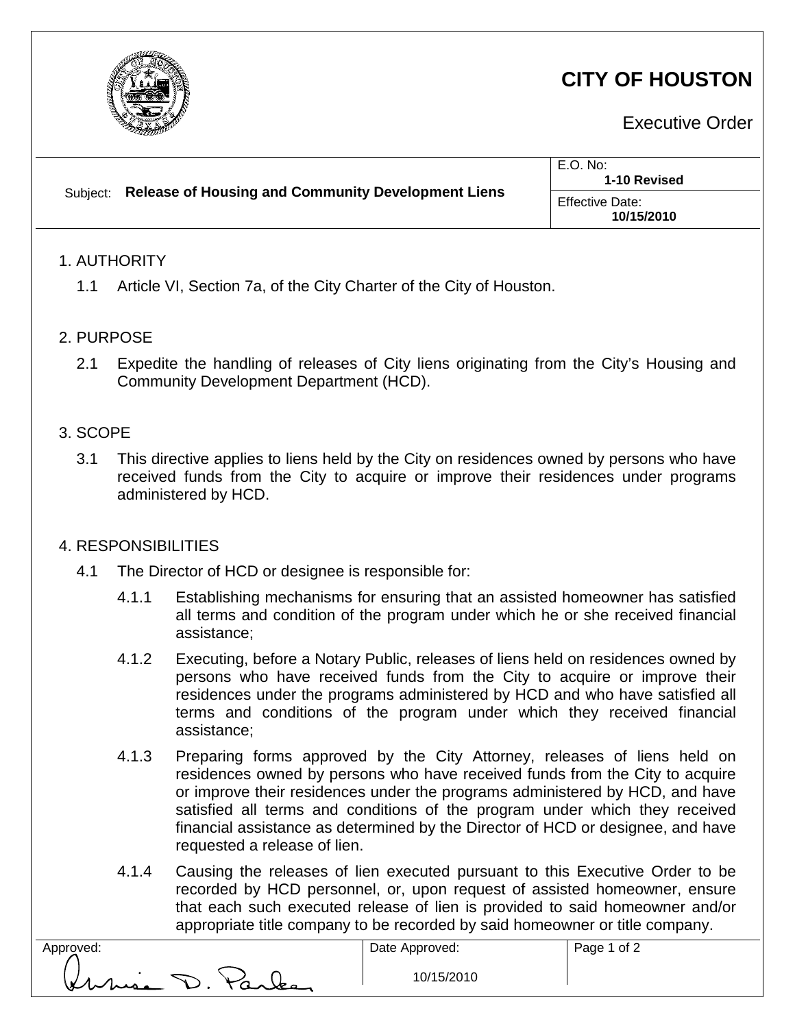# CITY OF HOUSTON

Executive Order

| Subject: **Release of Housing and Community Development Liens** | E.O. No: **1-10 Revised** |
|---|---|
| | Effective Date: **10/15/2010** |

## 1. AUTHORITY

1.1 Article VI, Section 7a, of the City Charter of the City of Houston.

## 2. PURPOSE

2.1 Expedite the handling of releases of City liens originating from the City's Housing and Community Development Department (HCD).

## 3. SCOPE

3.1 This directive applies to liens held by the City on residences owned by persons who have received funds from the City to acquire or improve their residences under programs administered by HCD.

## 4. RESPONSIBILITIES

4.1 The Director of HCD or designee is responsible for:

4.1.1 Establishing mechanisms for ensuring that an assisted homeowner has satisfied all terms and condition of the program under which he or she received financial assistance;

4.1.2 Executing, before a Notary Public, releases of liens held on residences owned by persons who have received funds from the City to acquire or improve their residences under the programs administered by HCD and who have satisfied all terms and conditions of the program under which they received financial assistance;

4.1.3 Preparing forms approved by the City Attorney, releases of liens held on residences owned by persons who have received funds from the City to acquire or improve their residences under the programs administered by HCD, and have satisfied all terms and conditions of the program under which they received financial assistance as determined by the Director of HCD or designee, and have requested a release of lien.

4.1.4 Causing the releases of lien executed pursuant to this Executive Order to be recorded by HCD personnel, or, upon request of assisted homeowner, ensure that each such executed release of lien is provided to said homeowner and/or appropriate title company to be recorded by said homeowner or title company.

| Approved: | Date Approved: |
|---|---|
| Annise D. Parker | 10/15/2010 |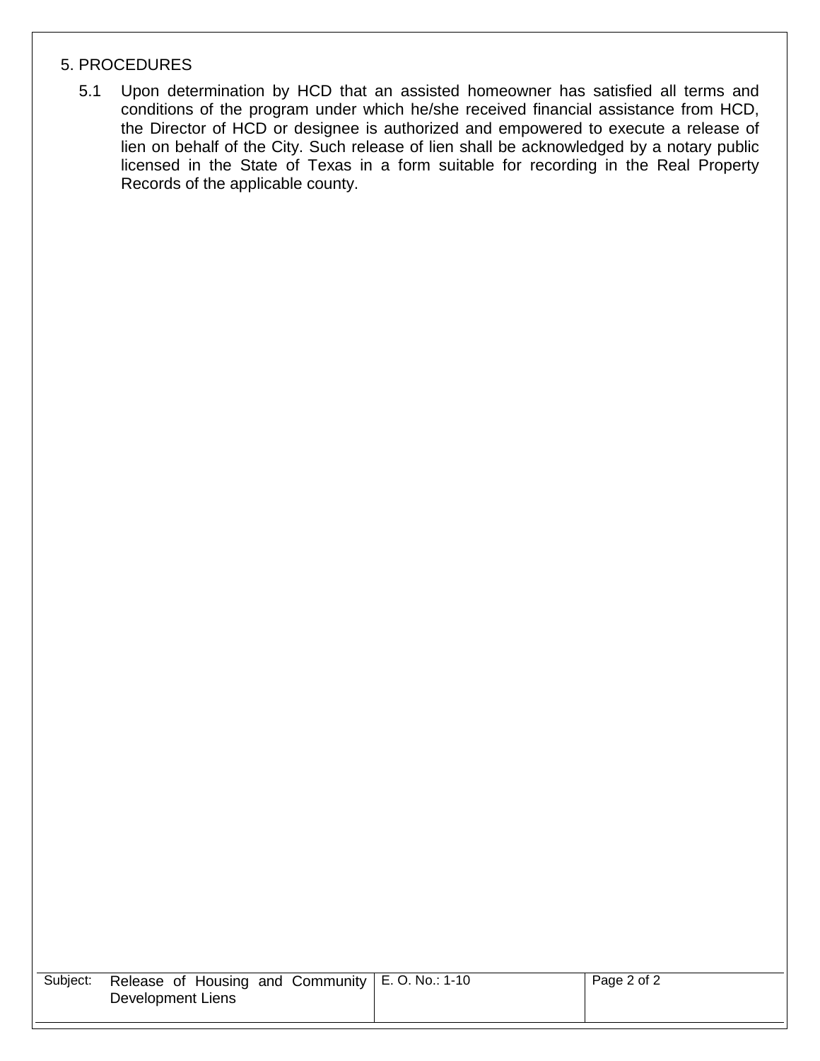5. PROCEDURES

5.1 Upon determination by HCD that an assisted homeowner has satisfied all terms and conditions of the program under which he/she received financial assistance from HCD, the Director of HCD or designee is authorized and empowered to execute a release of lien on behalf of the City. Such release of lien shall be acknowledged by a notary public licensed in the State of Texas in a form suitable for recording in the Real Property Records of the applicable county.